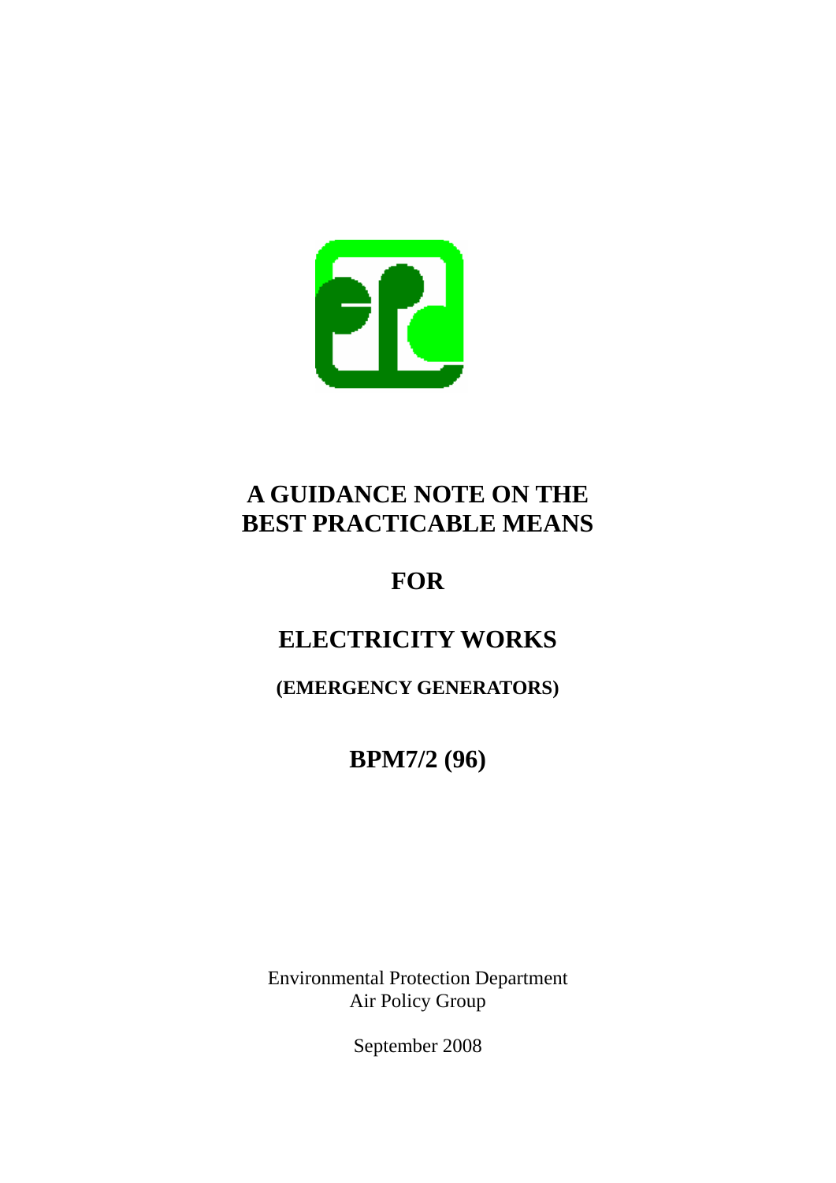# A GUIDANCE NOTE ON THE BEST PRACTICABLE MEANS

## FOR

## ELECTRICITY WORKS

**(EMERGENCY GENERATORS)**

## BPM7/2 (96)

Environmental Protection Department
Air Policy Group

September 2008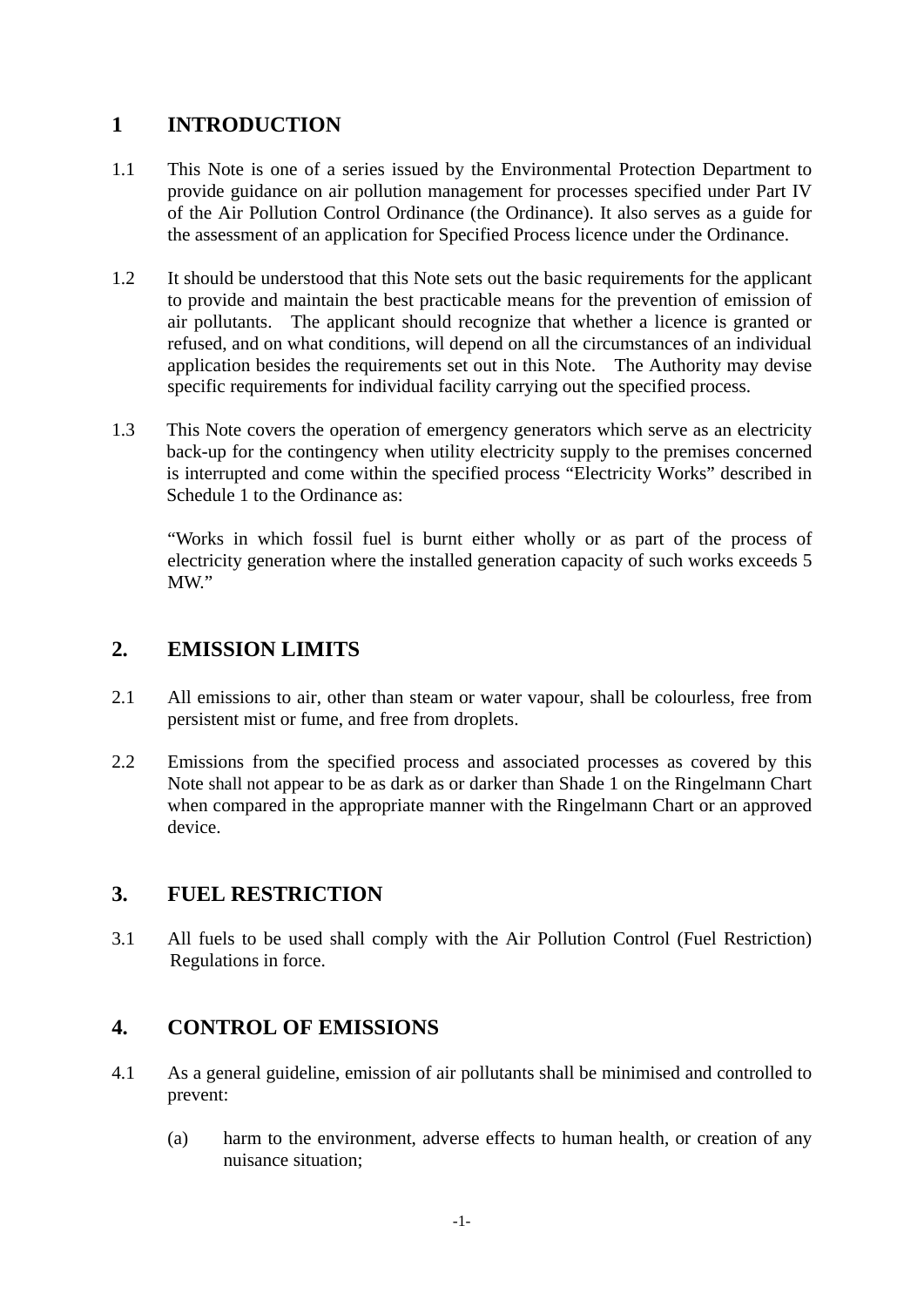## 1 INTRODUCTION

1.1 This Note is one of a series issued by the Environmental Protection Department to provide guidance on air pollution management for processes specified under Part IV of the Air Pollution Control Ordinance (the Ordinance). It also serves as a guide for the assessment of an application for Specified Process licence under the Ordinance.

1.2 It should be understood that this Note sets out the basic requirements for the applicant to provide and maintain the best practicable means for the prevention of emission of air pollutants. The applicant should recognize that whether a licence is granted or refused, and on what conditions, will depend on all the circumstances of an individual application besides the requirements set out in this Note. The Authority may devise specific requirements for individual facility carrying out the specified process.

1.3 This Note covers the operation of emergency generators which serve as an electricity back-up for the contingency when utility electricity supply to the premises concerned is interrupted and come within the specified process "Electricity Works" described in Schedule 1 to the Ordinance as:

"Works in which fossil fuel is burnt either wholly or as part of the process of electricity generation where the installed generation capacity of such works exceeds 5 MW."

## 2. EMISSION LIMITS

2.1 All emissions to air, other than steam or water vapour, shall be colourless, free from persistent mist or fume, and free from droplets.

2.2 Emissions from the specified process and associated processes as covered by this Note shall not appear to be as dark as or darker than Shade 1 on the Ringelmann Chart when compared in the appropriate manner with the Ringelmann Chart or an approved device.

## 3. FUEL RESTRICTION

3.1 All fuels to be used shall comply with the Air Pollution Control (Fuel Restriction) Regulations in force.

## 4. CONTROL OF EMISSIONS

4.1 As a general guideline, emission of air pollutants shall be minimised and controlled to prevent:

(a) harm to the environment, adverse effects to human health, or creation of any nuisance situation;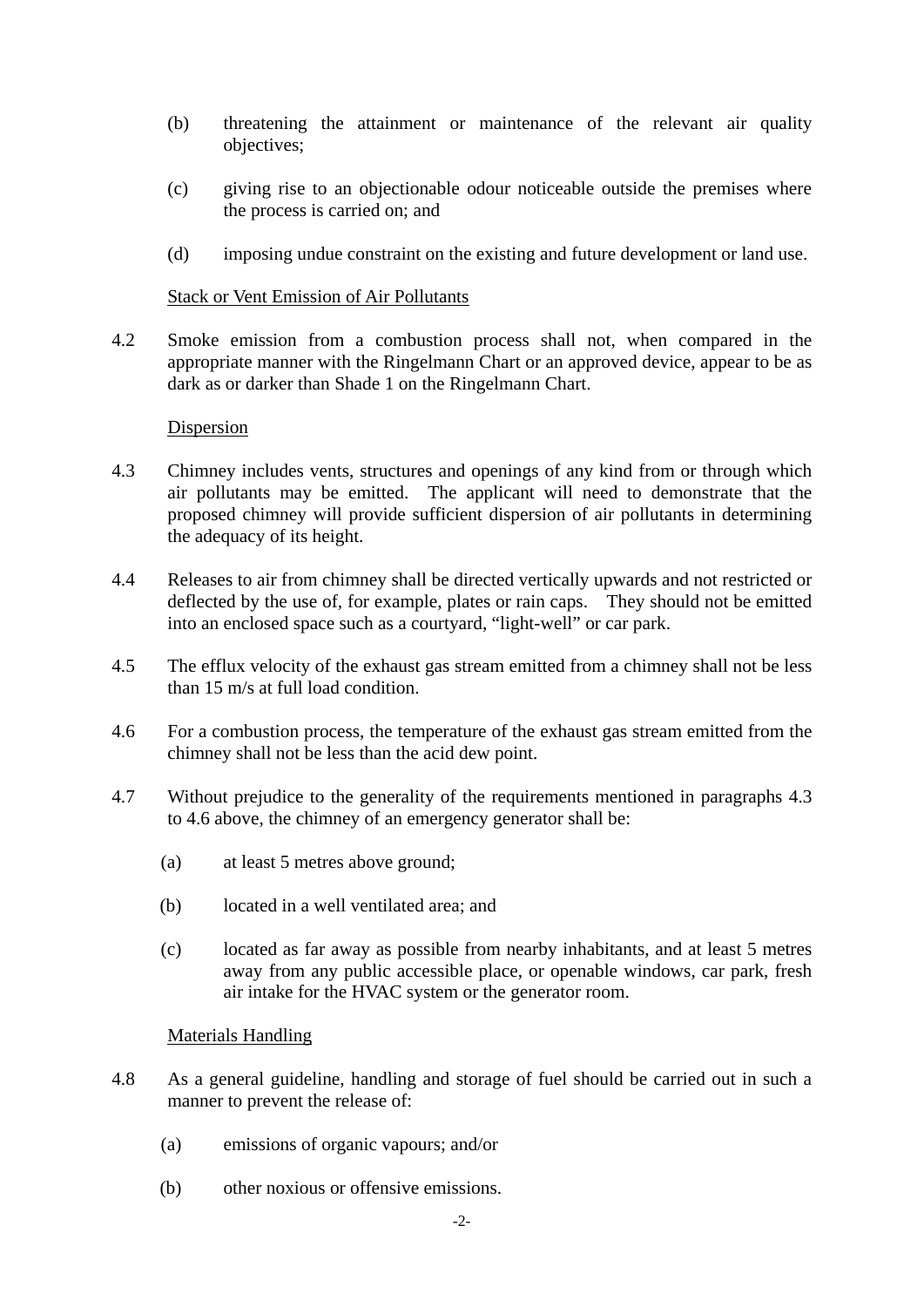(b) threatening the attainment or maintenance of the relevant air quality objectives;

(c) giving rise to an objectionable odour noticeable outside the premises where the process is carried on; and

(d) imposing undue constraint on the existing and future development or land use.

<u>Stack or Vent Emission of Air Pollutants</u>

4.2 Smoke emission from a combustion process shall not, when compared in the appropriate manner with the Ringelmann Chart or an approved device, appear to be as dark as or darker than Shade 1 on the Ringelmann Chart.

<u>Dispersion</u>

4.3 Chimney includes vents, structures and openings of any kind from or through which air pollutants may be emitted. The applicant will need to demonstrate that the proposed chimney will provide sufficient dispersion of air pollutants in determining the adequacy of its height.

4.4 Releases to air from chimney shall be directed vertically upwards and not restricted or deflected by the use of, for example, plates or rain caps. They should not be emitted into an enclosed space such as a courtyard, “light-well” or car park.

4.5 The efflux velocity of the exhaust gas stream emitted from a chimney shall not be less than 15 m/s at full load condition.

4.6 For a combustion process, the temperature of the exhaust gas stream emitted from the chimney shall not be less than the acid dew point.

4.7 Without prejudice to the generality of the requirements mentioned in paragraphs 4.3 to 4.6 above, the chimney of an emergency generator shall be:

(a) at least 5 metres above ground;

(b) located in a well ventilated area; and

(c) located as far away as possible from nearby inhabitants, and at least 5 metres away from any public accessible place, or openable windows, car park, fresh air intake for the HVAC system or the generator room.

<u>Materials Handling</u>

4.8 As a general guideline, handling and storage of fuel should be carried out in such a manner to prevent the release of:

(a) emissions of organic vapours; and/or

(b) other noxious or offensive emissions.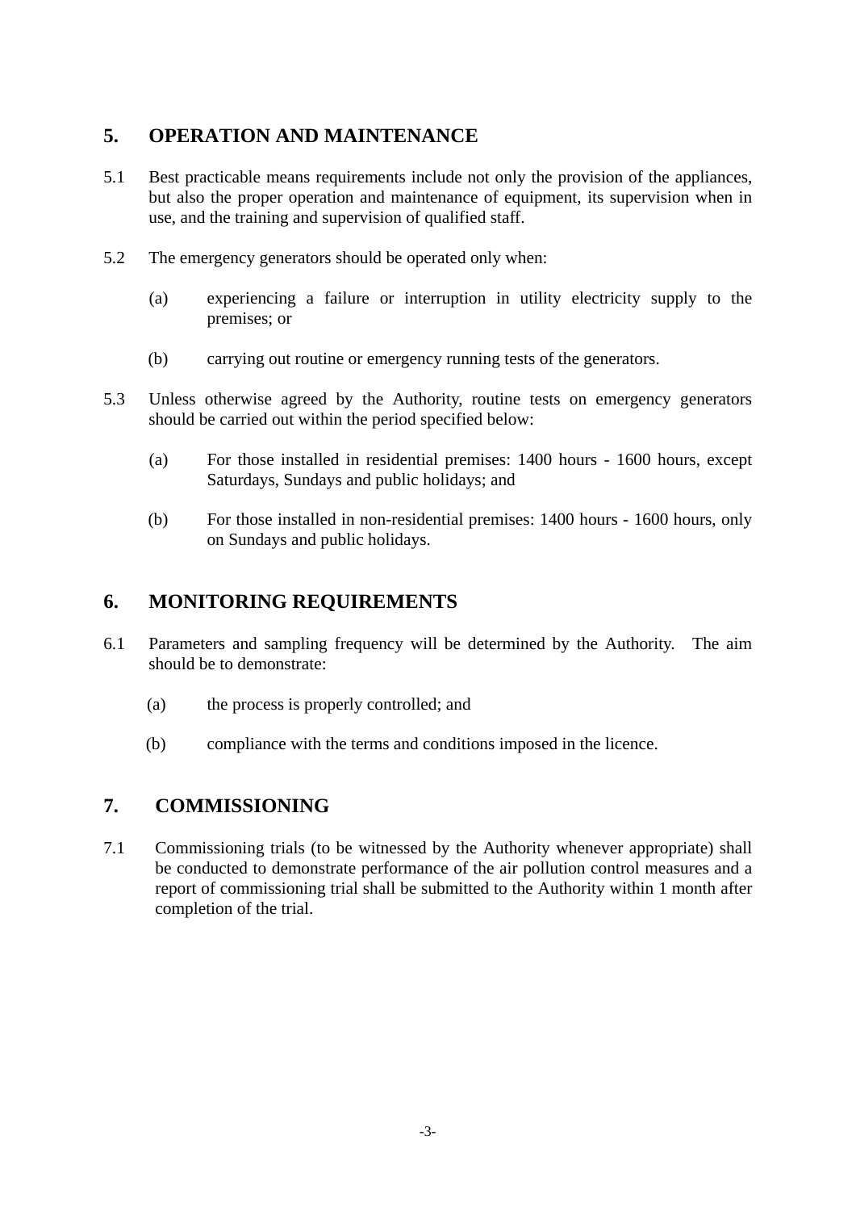## 5. OPERATION AND MAINTENANCE

5.1 Best practicable means requirements include not only the provision of the appliances, but also the proper operation and maintenance of equipment, its supervision when in use, and the training and supervision of qualified staff.

5.2 The emergency generators should be operated only when:

(a) experiencing a failure or interruption in utility electricity supply to the premises; or

(b) carrying out routine or emergency running tests of the generators.

5.3 Unless otherwise agreed by the Authority, routine tests on emergency generators should be carried out within the period specified below:

(a) For those installed in residential premises: 1400 hours - 1600 hours, except Saturdays, Sundays and public holidays; and

(b) For those installed in non-residential premises: 1400 hours - 1600 hours, only on Sundays and public holidays.

## 6. MONITORING REQUIREMENTS

6.1 Parameters and sampling frequency will be determined by the Authority. The aim should be to demonstrate:

(a) the process is properly controlled; and

(b) compliance with the terms and conditions imposed in the licence.

## 7. COMMISSIONING

7.1 Commissioning trials (to be witnessed by the Authority whenever appropriate) shall be conducted to demonstrate performance of the air pollution control measures and a report of commissioning trial shall be submitted to the Authority within 1 month after completion of the trial.